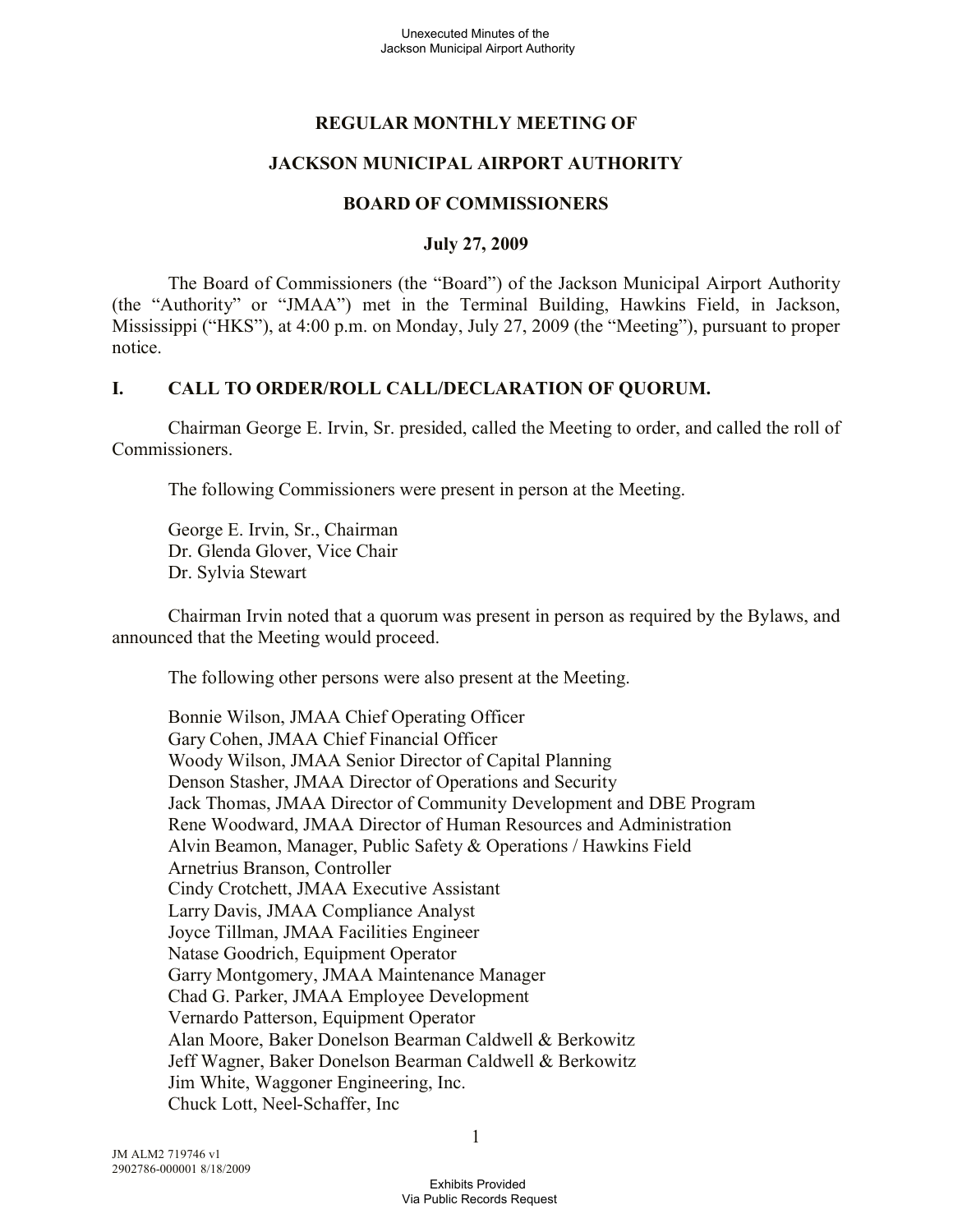# REGULAR MONTHLY MEETING OF

# JACKSON MUNICIPAL AIRPORT AUTHORITY

# BOARD OF COMMISSIONERS

**July 27, 2009**

The Board of Commissioners (the "Board") of the Jackson Municipal Airport Authority (the "Authority" or "JMAA") met in the Terminal Building, Hawkins Field, in Jackson, Mississippi ("HKS"), at 4:00 p.m. on Monday, July 27, 2009 (the "Meeting"), pursuant to proper notice.

## I. CALL TO ORDER/ROLL CALL/DECLARATION OF QUORUM.

Chairman George E. Irvin, Sr. presided, called the Meeting to order, and called the roll of Commissioners.

The following Commissioners were present in person at the Meeting.

George E. Irvin, Sr., Chairman
Dr. Glenda Glover, Vice Chair
Dr. Sylvia Stewart

Chairman Irvin noted that a quorum was present in person as required by the Bylaws, and announced that the Meeting would proceed.

The following other persons were also present at the Meeting.

Bonnie Wilson, JMAA Chief Operating Officer
Gary Cohen, JMAA Chief Financial Officer
Woody Wilson, JMAA Senior Director of Capital Planning
Denson Stasher, JMAA Director of Operations and Security
Jack Thomas, JMAA Director of Community Development and DBE Program
Rene Woodward, JMAA Director of Human Resources and Administration
Alvin Beamon, Manager, Public Safety & Operations / Hawkins Field
Arnetrius Branson, Controller
Cindy Crotchett, JMAA Executive Assistant
Larry Davis, JMAA Compliance Analyst
Joyce Tillman, JMAA Facilities Engineer
Natase Goodrich, Equipment Operator
Garry Montgomery, JMAA Maintenance Manager
Chad G. Parker, JMAA Employee Development
Vernardo Patterson, Equipment Operator
Alan Moore, Baker Donelson Bearman Caldwell & Berkowitz
Jeff Wagner, Baker Donelson Bearman Caldwell & Berkowitz
Jim White, Waggoner Engineering, Inc.
Chuck Lott, Neel-Schaffer, Inc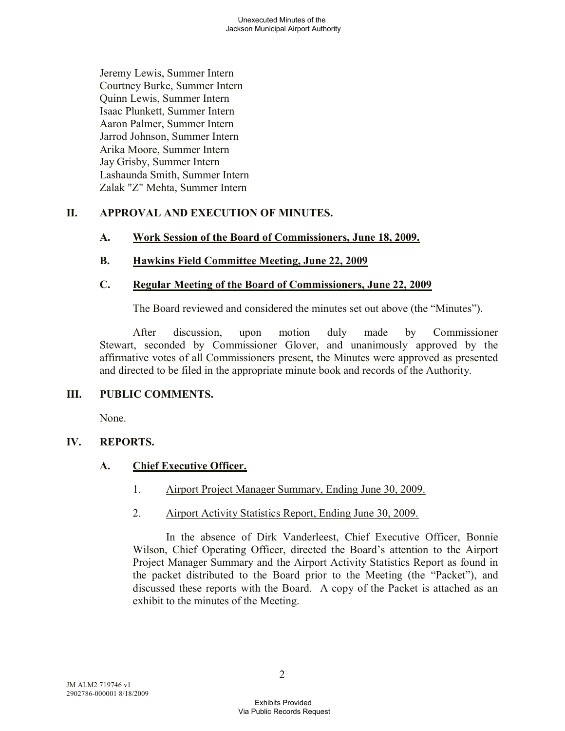Jeremy Lewis, Summer Intern
Courtney Burke, Summer Intern
Quinn Lewis, Summer Intern
Isaac Plunkett, Summer Intern
Aaron Palmer, Summer Intern
Jarrod Johnson, Summer Intern
Arika Moore, Summer Intern
Jay Grisby, Summer Intern
Lashaunda Smith, Summer Intern
Zalak "Z" Mehta, Summer Intern

## II. APPROVAL AND EXECUTION OF MINUTES.

### A. Work Session of the Board of Commissioners, June 18, 2009.

### B. Hawkins Field Committee Meeting, June 22, 2009

### C. Regular Meeting of the Board of Commissioners, June 22, 2009

The Board reviewed and considered the minutes set out above (the "Minutes").

After discussion, upon motion duly made by Commissioner Stewart, seconded by Commissioner Glover, and unanimously approved by the affirmative votes of all Commissioners present, the Minutes were approved as presented and directed to be filed in the appropriate minute book and records of the Authority.

## III. PUBLIC COMMENTS.

None.

## IV. REPORTS.

### A. Chief Executive Officer.

1. Airport Project Manager Summary, Ending June 30, 2009.

2. Airport Activity Statistics Report, Ending June 30, 2009.

In the absence of Dirk Vanderleest, Chief Executive Officer, Bonnie Wilson, Chief Operating Officer, directed the Board's attention to the Airport Project Manager Summary and the Airport Activity Statistics Report as found in the packet distributed to the Board prior to the Meeting (the "Packet"), and discussed these reports with the Board. A copy of the Packet is attached as an exhibit to the minutes of the Meeting.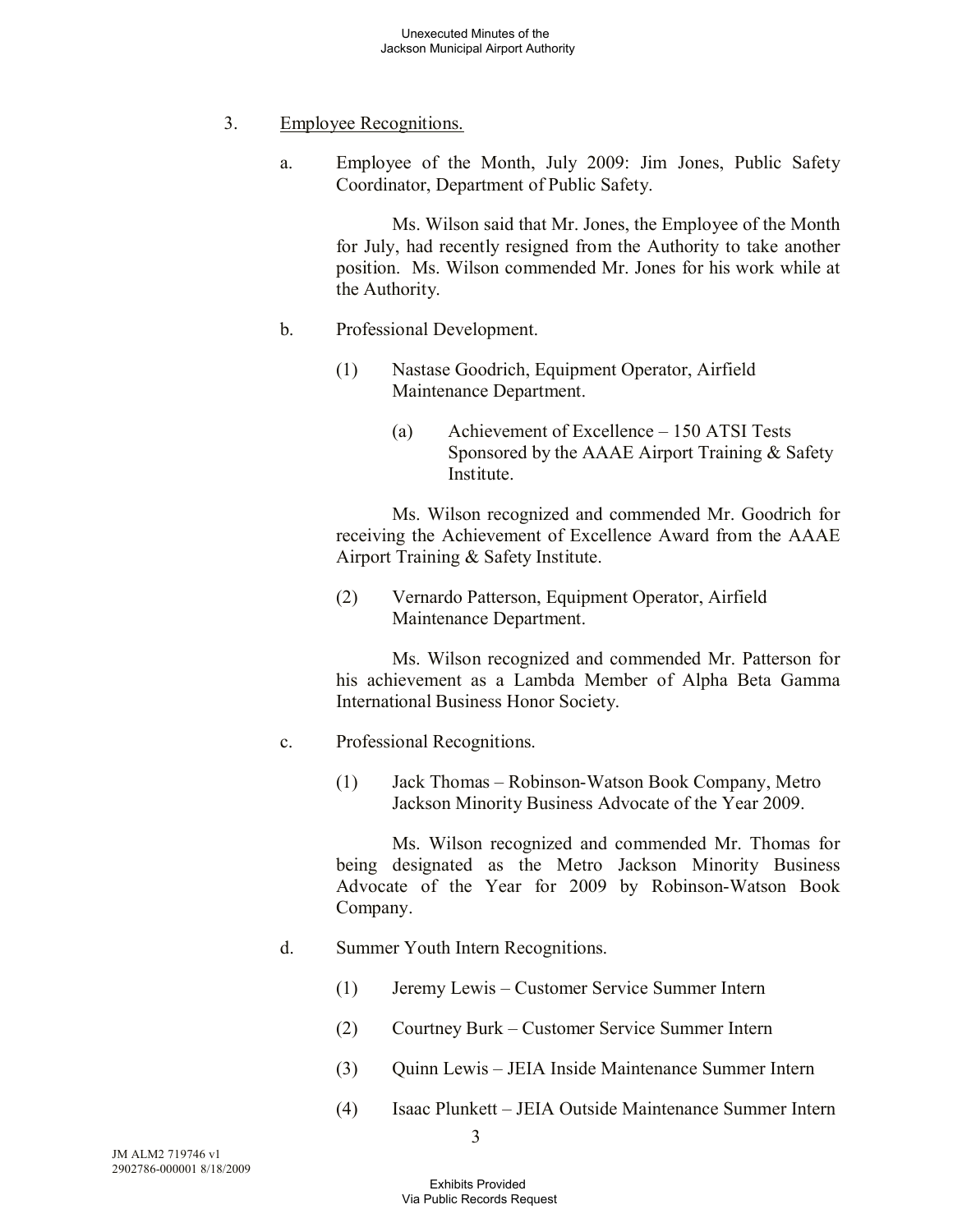3. Employee Recognitions.

   a. Employee of the Month, July 2009: Jim Jones, Public Safety Coordinator, Department of Public Safety.

      Ms. Wilson said that Mr. Jones, the Employee of the Month for July, had recently resigned from the Authority to take another position. Ms. Wilson commended Mr. Jones for his work while at the Authority.

   b. Professional Development.

      (1) Nastase Goodrich, Equipment Operator, Airfield Maintenance Department.

         (a) Achievement of Excellence – 150 ATSI Tests Sponsored by the AAAE Airport Training & Safety Institute.

      Ms. Wilson recognized and commended Mr. Goodrich for receiving the Achievement of Excellence Award from the AAAE Airport Training & Safety Institute.

      (2) Vernardo Patterson, Equipment Operator, Airfield Maintenance Department.

      Ms. Wilson recognized and commended Mr. Patterson for his achievement as a Lambda Member of Alpha Beta Gamma International Business Honor Society.

   c. Professional Recognitions.

      (1) Jack Thomas – Robinson-Watson Book Company, Metro Jackson Minority Business Advocate of the Year 2009.

      Ms. Wilson recognized and commended Mr. Thomas for being designated as the Metro Jackson Minority Business Advocate of the Year for 2009 by Robinson-Watson Book Company.

   d. Summer Youth Intern Recognitions.

      (1) Jeremy Lewis – Customer Service Summer Intern

      (2) Courtney Burk – Customer Service Summer Intern

      (3) Quinn Lewis – JEIA Inside Maintenance Summer Intern

      (4) Isaac Plunkett – JEIA Outside Maintenance Summer Intern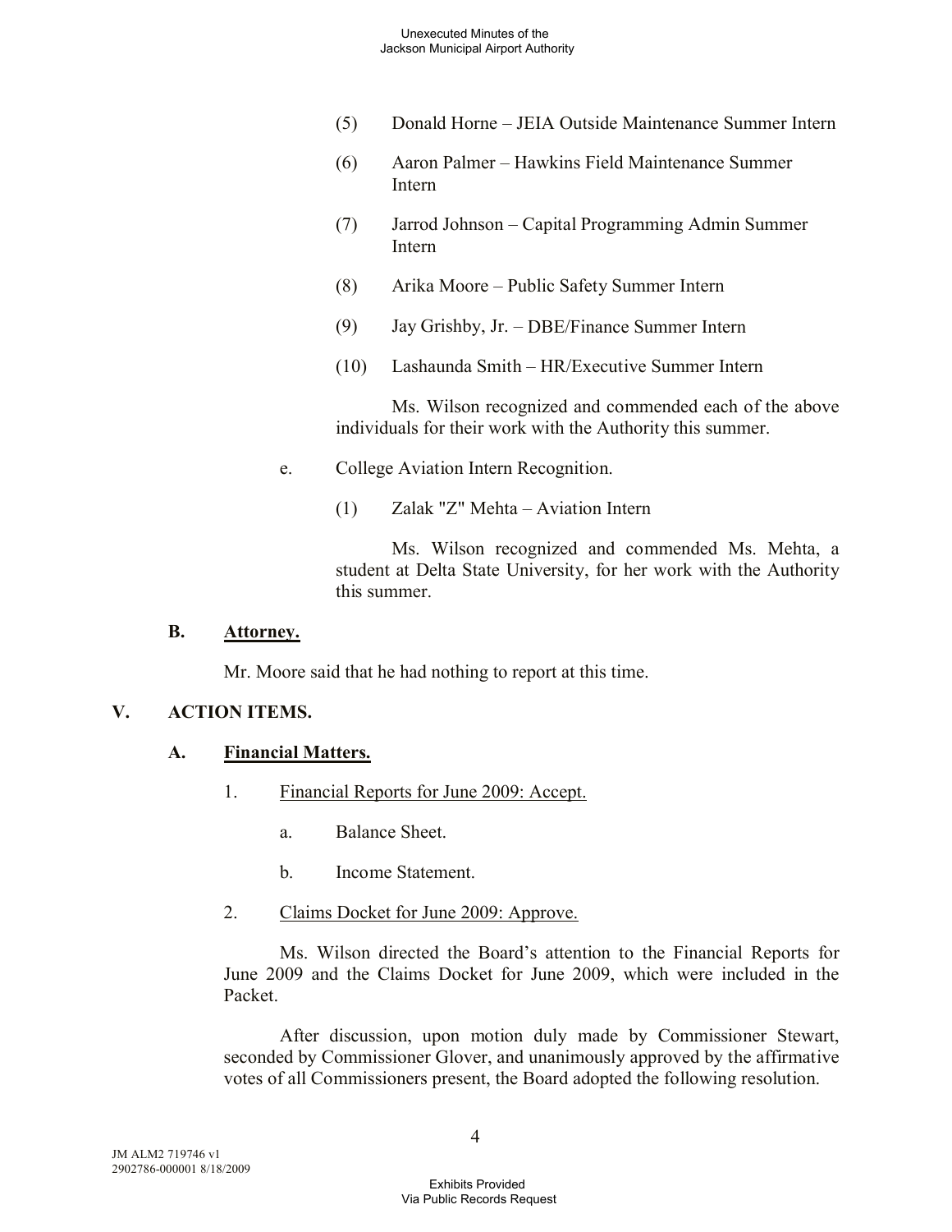(5) Donald Horne – JEIA Outside Maintenance Summer Intern

(6) Aaron Palmer – Hawkins Field Maintenance Summer Intern

(7) Jarrod Johnson – Capital Programming Admin Summer Intern

(8) Arika Moore – Public Safety Summer Intern

(9) Jay Grishby, Jr. – DBE/Finance Summer Intern

(10) Lashaunda Smith – HR/Executive Summer Intern

Ms. Wilson recognized and commended each of the above individuals for their work with the Authority this summer.

e. College Aviation Intern Recognition.

(1) Zalak "Z" Mehta – Aviation Intern

Ms. Wilson recognized and commended Ms. Mehta, a student at Delta State University, for her work with the Authority this summer.

### B. Attorney.

Mr. Moore said that he had nothing to report at this time.

## V. ACTION ITEMS.

### A. Financial Matters.

1. Financial Reports for June 2009: Accept.

   a. Balance Sheet.

   b. Income Statement.

2. Claims Docket for June 2009: Approve.

Ms. Wilson directed the Board's attention to the Financial Reports for June 2009 and the Claims Docket for June 2009, which were included in the Packet.

After discussion, upon motion duly made by Commissioner Stewart, seconded by Commissioner Glover, and unanimously approved by the affirmative votes of all Commissioners present, the Board adopted the following resolution.

JM ALM2 719746 v1
2902786-000001 8/18/2009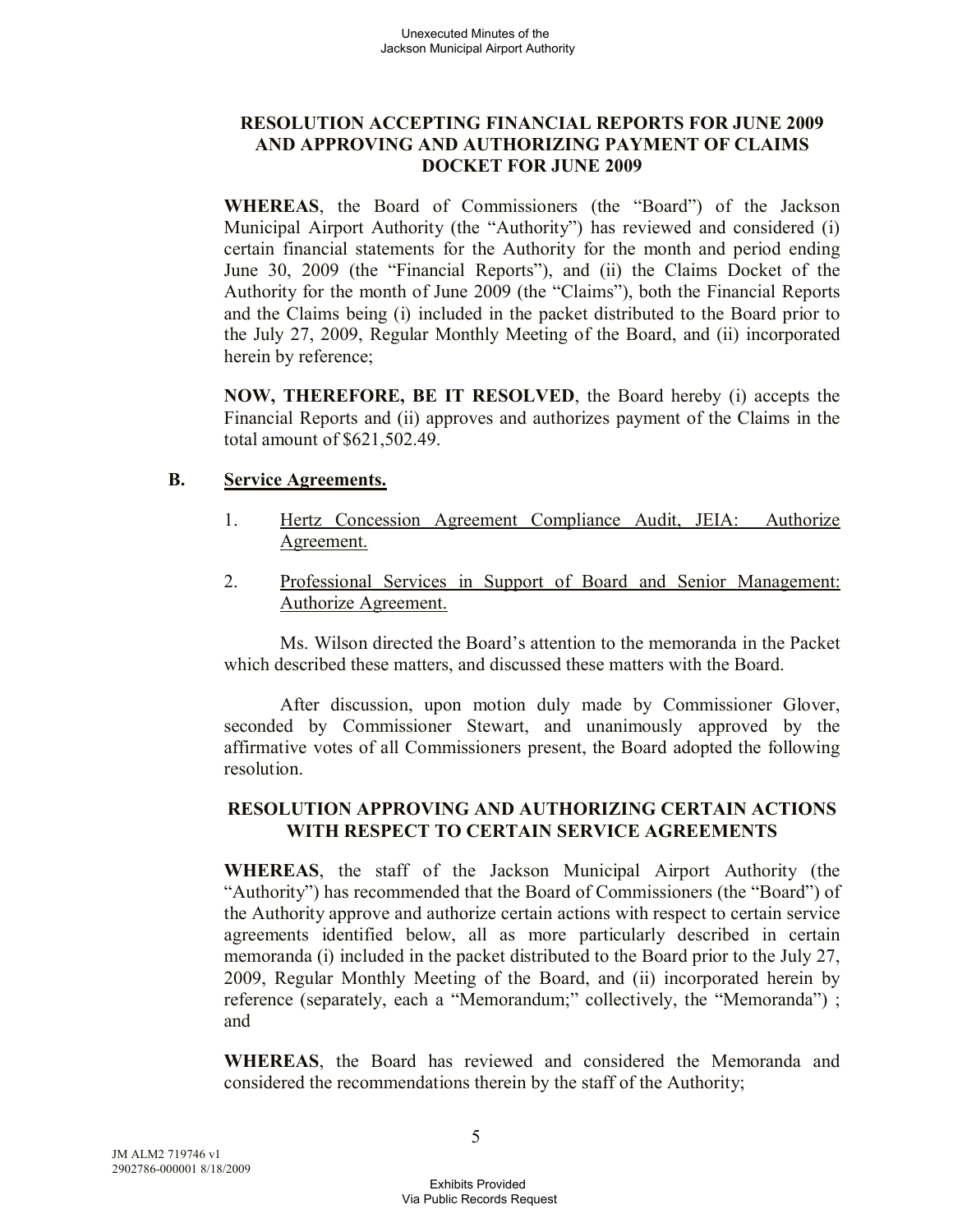**RESOLUTION ACCEPTING FINANCIAL REPORTS FOR JUNE 2009 AND APPROVING AND AUTHORIZING PAYMENT OF CLAIMS DOCKET FOR JUNE 2009**

**WHEREAS**, the Board of Commissioners (the "Board") of the Jackson Municipal Airport Authority (the "Authority") has reviewed and considered (i) certain financial statements for the Authority for the month and period ending June 30, 2009 (the "Financial Reports"), and (ii) the Claims Docket of the Authority for the month of June 2009 (the "Claims"), both the Financial Reports and the Claims being (i) included in the packet distributed to the Board prior to the July 27, 2009, Regular Monthly Meeting of the Board, and (ii) incorporated herein by reference;

**NOW, THEREFORE, BE IT RESOLVED**, the Board hereby (i) accepts the Financial Reports and (ii) approves and authorizes payment of the Claims in the total amount of $621,502.49.

**B. Service Agreements.**

1. Hertz Concession Agreement Compliance Audit, JEIA: Authorize Agreement.

2. Professional Services in Support of Board and Senior Management: Authorize Agreement.

Ms. Wilson directed the Board's attention to the memoranda in the Packet which described these matters, and discussed these matters with the Board.

After discussion, upon motion duly made by Commissioner Glover, seconded by Commissioner Stewart, and unanimously approved by the affirmative votes of all Commissioners present, the Board adopted the following resolution.

**RESOLUTION APPROVING AND AUTHORIZING CERTAIN ACTIONS WITH RESPECT TO CERTAIN SERVICE AGREEMENTS**

**WHEREAS**, the staff of the Jackson Municipal Airport Authority (the "Authority") has recommended that the Board of Commissioners (the "Board") of the Authority approve and authorize certain actions with respect to certain service agreements identified below, all as more particularly described in certain memoranda (i) included in the packet distributed to the Board prior to the July 27, 2009, Regular Monthly Meeting of the Board, and (ii) incorporated herein by reference (separately, each a "Memorandum;" collectively, the "Memoranda") ; and

**WHEREAS**, the Board has reviewed and considered the Memoranda and considered the recommendations therein by the staff of the Authority;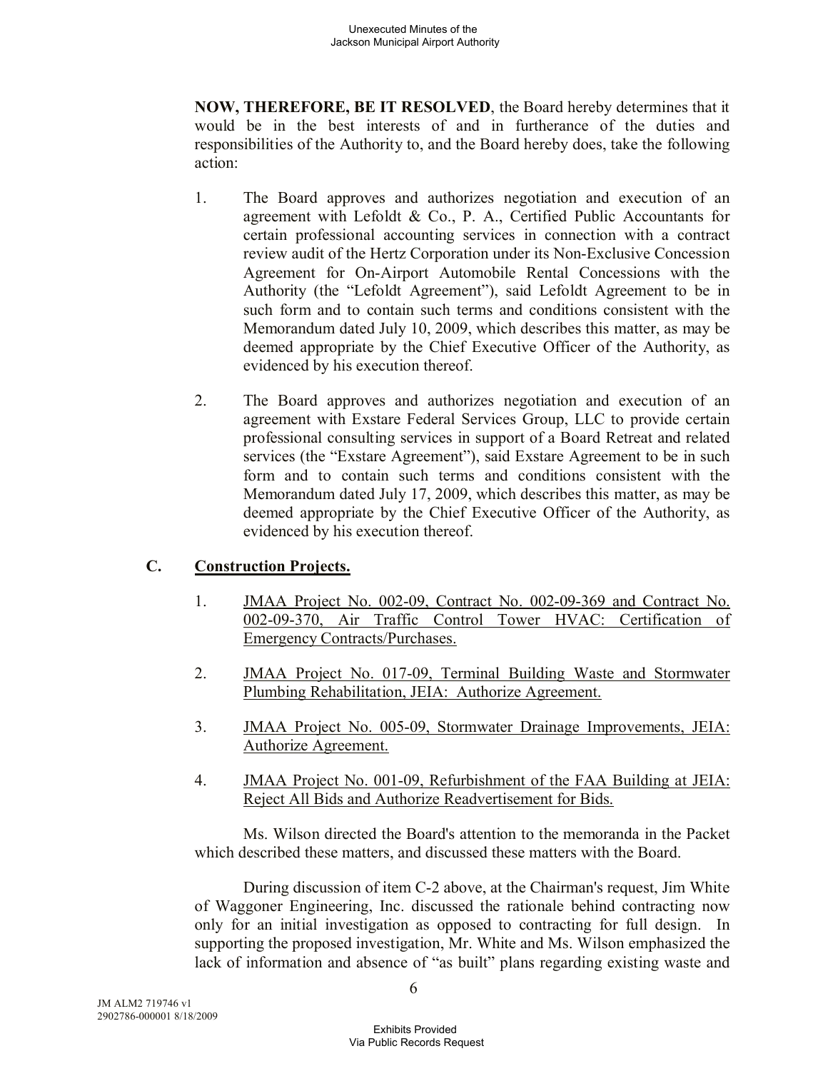**NOW, THEREFORE, BE IT RESOLVED**, the Board hereby determines that it would be in the best interests of and in furtherance of the duties and responsibilities of the Authority to, and the Board hereby does, take the following action:

1. The Board approves and authorizes negotiation and execution of an agreement with Lefoldt & Co., P. A., Certified Public Accountants for certain professional accounting services in connection with a contract review audit of the Hertz Corporation under its Non-Exclusive Concession Agreement for On-Airport Automobile Rental Concessions with the Authority (the "Lefoldt Agreement"), said Lefoldt Agreement to be in such form and to contain such terms and conditions consistent with the Memorandum dated July 10, 2009, which describes this matter, as may be deemed appropriate by the Chief Executive Officer of the Authority, as evidenced by his execution thereof.

2. The Board approves and authorizes negotiation and execution of an agreement with Exstare Federal Services Group, LLC to provide certain professional consulting services in support of a Board Retreat and related services (the "Exstare Agreement"), said Exstare Agreement to be in such form and to contain such terms and conditions consistent with the Memorandum dated July 17, 2009, which describes this matter, as may be deemed appropriate by the Chief Executive Officer of the Authority, as evidenced by his execution thereof.

### C. Construction Projects.

1. JMAA Project No. 002-09, Contract No. 002-09-369 and Contract No. 002-09-370, Air Traffic Control Tower HVAC: Certification of Emergency Contracts/Purchases.

2. JMAA Project No. 017-09, Terminal Building Waste and Stormwater Plumbing Rehabilitation, JEIA: Authorize Agreement.

3. JMAA Project No. 005-09, Stormwater Drainage Improvements, JEIA: Authorize Agreement.

4. JMAA Project No. 001-09, Refurbishment of the FAA Building at JEIA: Reject All Bids and Authorize Readvertisement for Bids.

Ms. Wilson directed the Board's attention to the memoranda in the Packet which described these matters, and discussed these matters with the Board.

During discussion of item C-2 above, at the Chairman's request, Jim White of Waggoner Engineering, Inc. discussed the rationale behind contracting now only for an initial investigation as opposed to contracting for full design. In supporting the proposed investigation, Mr. White and Ms. Wilson emphasized the lack of information and absence of "as built" plans regarding existing waste and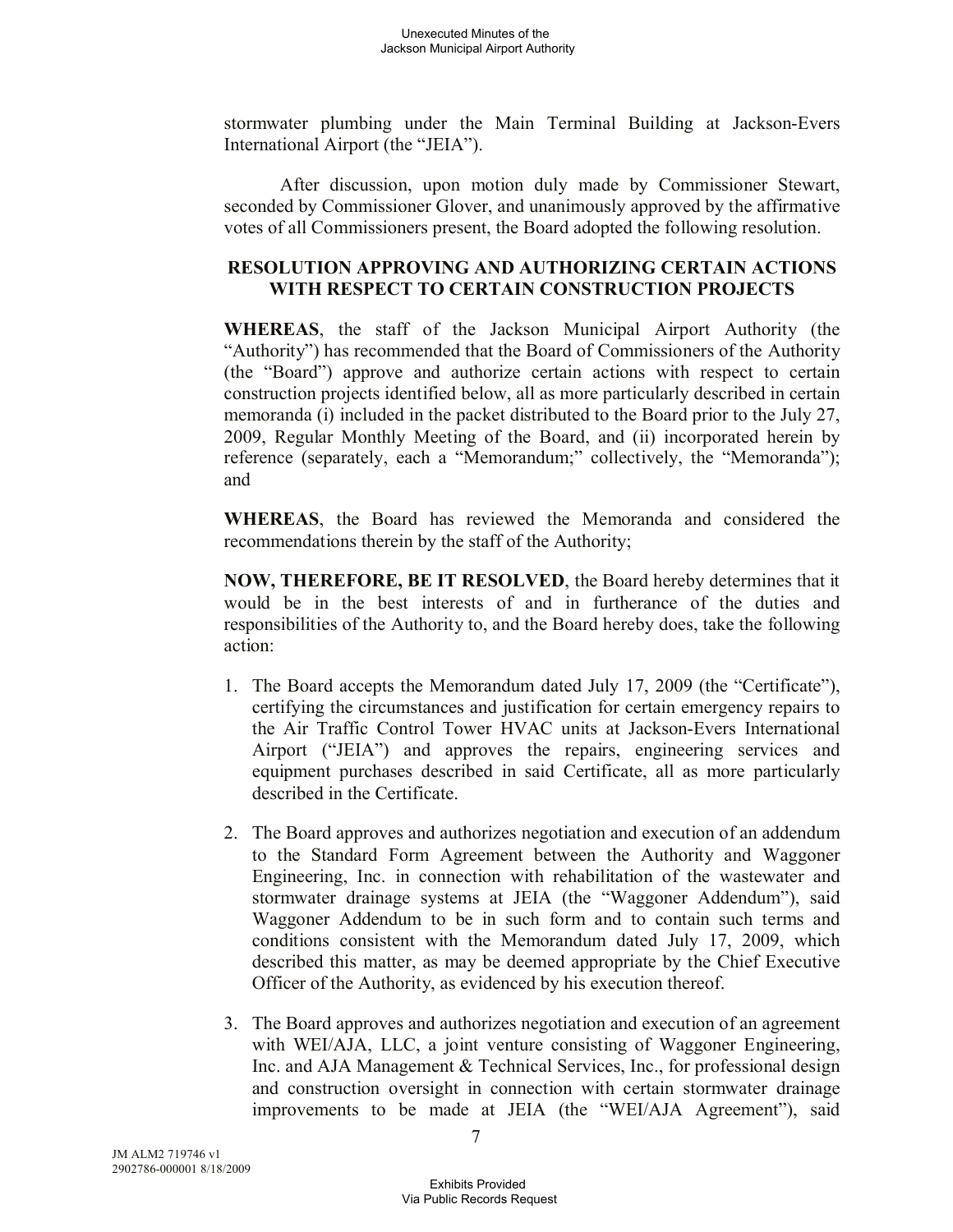stormwater plumbing under the Main Terminal Building at Jackson-Evers International Airport (the "JEIA").

After discussion, upon motion duly made by Commissioner Stewart, seconded by Commissioner Glover, and unanimously approved by the affirmative votes of all Commissioners present, the Board adopted the following resolution.

**RESOLUTION APPROVING AND AUTHORIZING CERTAIN ACTIONS WITH RESPECT TO CERTAIN CONSTRUCTION PROJECTS**

**WHEREAS**, the staff of the Jackson Municipal Airport Authority (the "Authority") has recommended that the Board of Commissioners of the Authority (the "Board") approve and authorize certain actions with respect to certain construction projects identified below, all as more particularly described in certain memoranda (i) included in the packet distributed to the Board prior to the July 27, 2009, Regular Monthly Meeting of the Board, and (ii) incorporated herein by reference (separately, each a "Memorandum;" collectively, the "Memoranda"); and

**WHEREAS**, the Board has reviewed the Memoranda and considered the recommendations therein by the staff of the Authority;

**NOW, THEREFORE, BE IT RESOLVED**, the Board hereby determines that it would be in the best interests of and in furtherance of the duties and responsibilities of the Authority to, and the Board hereby does, take the following action:

1. The Board accepts the Memorandum dated July 17, 2009 (the "Certificate"), certifying the circumstances and justification for certain emergency repairs to the Air Traffic Control Tower HVAC units at Jackson-Evers International Airport ("JEIA") and approves the repairs, engineering services and equipment purchases described in said Certificate, all as more particularly described in the Certificate.

2. The Board approves and authorizes negotiation and execution of an addendum to the Standard Form Agreement between the Authority and Waggoner Engineering, Inc. in connection with rehabilitation of the wastewater and stormwater drainage systems at JEIA (the "Waggoner Addendum"), said Waggoner Addendum to be in such form and to contain such terms and conditions consistent with the Memorandum dated July 17, 2009, which described this matter, as may be deemed appropriate by the Chief Executive Officer of the Authority, as evidenced by his execution thereof.

3. The Board approves and authorizes negotiation and execution of an agreement with WEI/AJA, LLC, a joint venture consisting of Waggoner Engineering, Inc. and AJA Management & Technical Services, Inc., for professional design and construction oversight in connection with certain stormwater drainage improvements to be made at JEIA (the "WEI/AJA Agreement"), said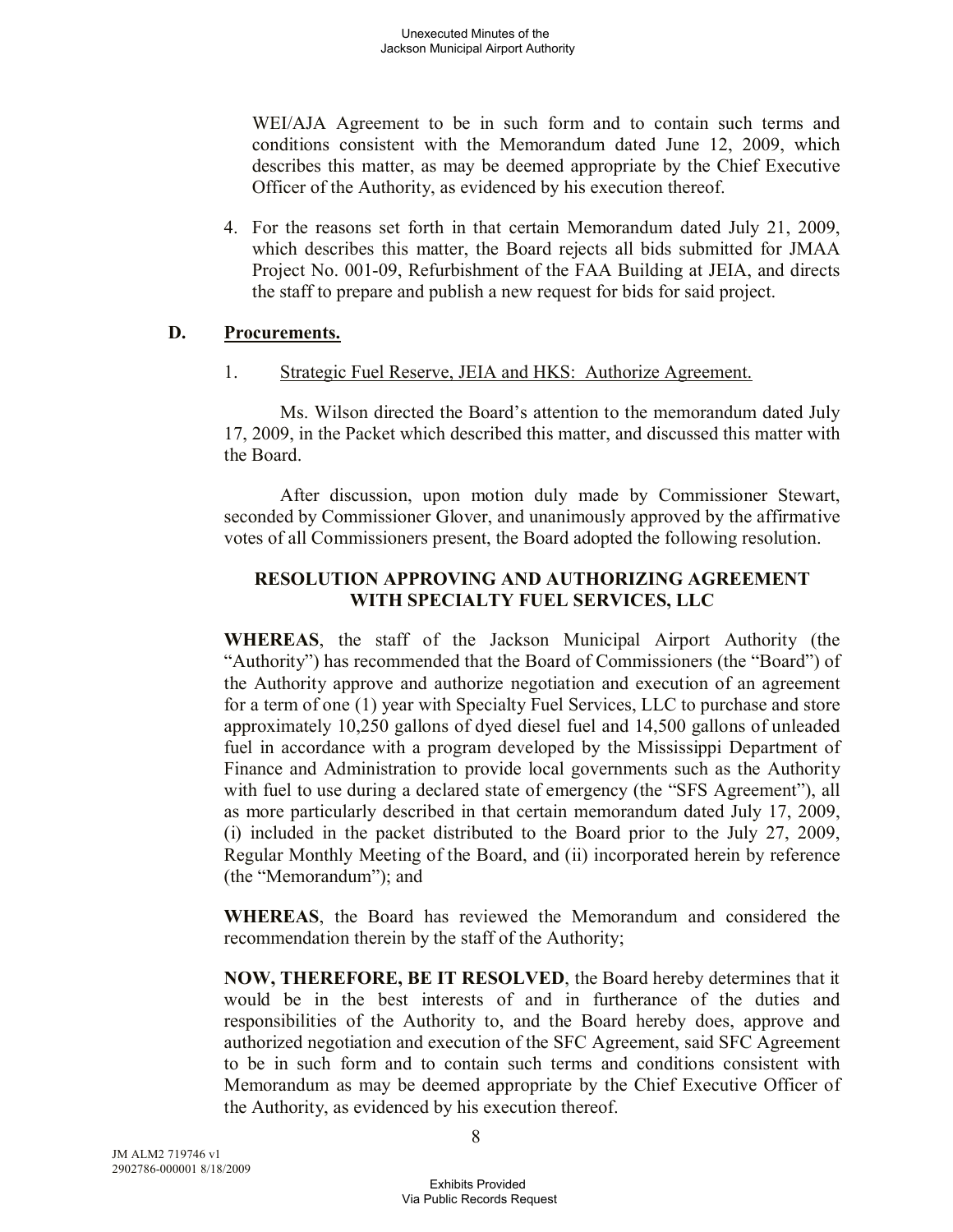WEI/AJA Agreement to be in such form and to contain such terms and conditions consistent with the Memorandum dated June 12, 2009, which describes this matter, as may be deemed appropriate by the Chief Executive Officer of the Authority, as evidenced by his execution thereof.

4. For the reasons set forth in that certain Memorandum dated July 21, 2009, which describes this matter, the Board rejects all bids submitted for JMAA Project No. 001-09, Refurbishment of the FAA Building at JEIA, and directs the staff to prepare and publish a new request for bids for said project.

**D. Procurements.**

1. Strategic Fuel Reserve, JEIA and HKS: Authorize Agreement.

Ms. Wilson directed the Board's attention to the memorandum dated July 17, 2009, in the Packet which described this matter, and discussed this matter with the Board.

After discussion, upon motion duly made by Commissioner Stewart, seconded by Commissioner Glover, and unanimously approved by the affirmative votes of all Commissioners present, the Board adopted the following resolution.

**RESOLUTION APPROVING AND AUTHORIZING AGREEMENT WITH SPECIALTY FUEL SERVICES, LLC**

**WHEREAS**, the staff of the Jackson Municipal Airport Authority (the "Authority") has recommended that the Board of Commissioners (the "Board") of the Authority approve and authorize negotiation and execution of an agreement for a term of one (1) year with Specialty Fuel Services, LLC to purchase and store approximately 10,250 gallons of dyed diesel fuel and 14,500 gallons of unleaded fuel in accordance with a program developed by the Mississippi Department of Finance and Administration to provide local governments such as the Authority with fuel to use during a declared state of emergency (the "SFS Agreement"), all as more particularly described in that certain memorandum dated July 17, 2009, (i) included in the packet distributed to the Board prior to the July 27, 2009, Regular Monthly Meeting of the Board, and (ii) incorporated herein by reference (the "Memorandum"); and

**WHEREAS**, the Board has reviewed the Memorandum and considered the recommendation therein by the staff of the Authority;

**NOW, THEREFORE, BE IT RESOLVED**, the Board hereby determines that it would be in the best interests of and in furtherance of the duties and responsibilities of the Authority to, and the Board hereby does, approve and authorized negotiation and execution of the SFC Agreement, said SFC Agreement to be in such form and to contain such terms and conditions consistent with Memorandum as may be deemed appropriate by the Chief Executive Officer of the Authority, as evidenced by his execution thereof.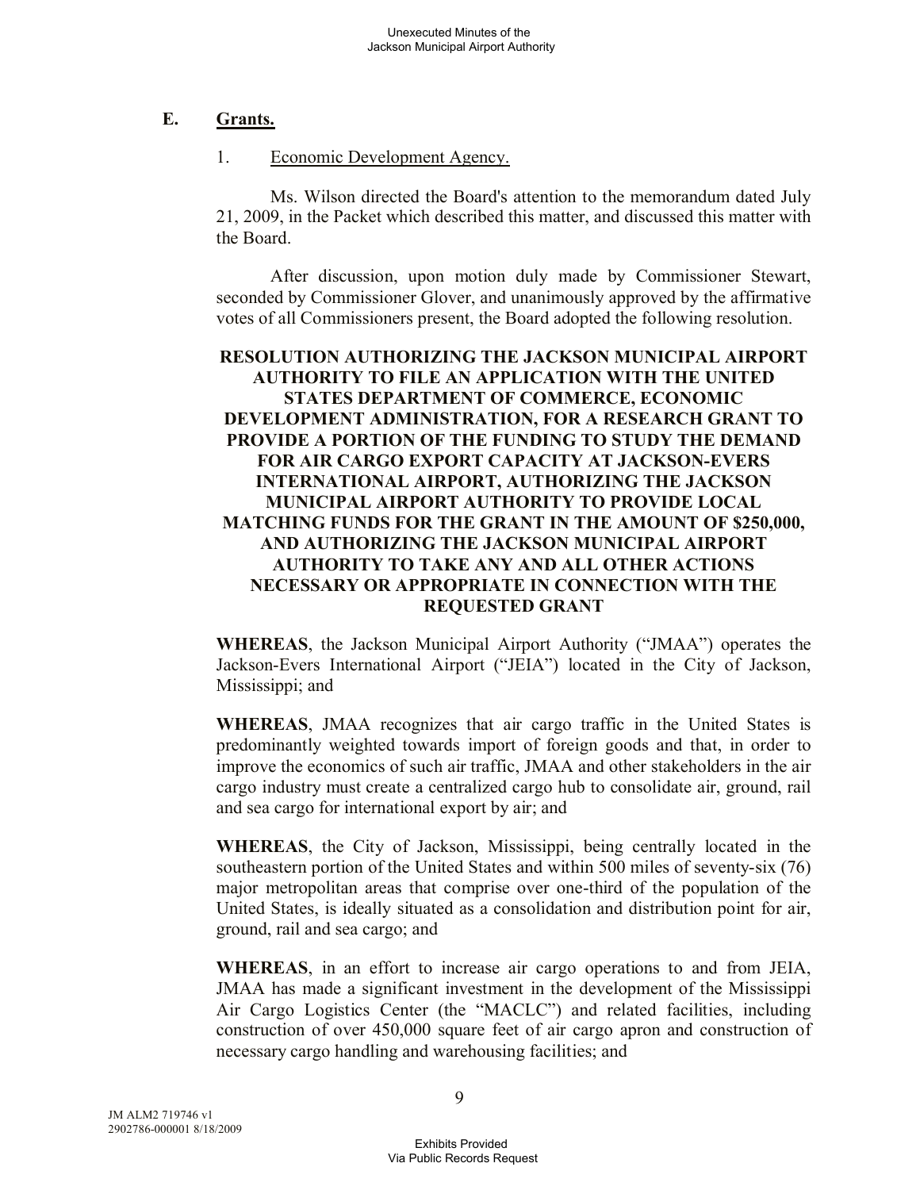## E. Grants.

### 1. Economic Development Agency.

Ms. Wilson directed the Board's attention to the memorandum dated July 21, 2009, in the Packet which described this matter, and discussed this matter with the Board.

After discussion, upon motion duly made by Commissioner Stewart, seconded by Commissioner Glover, and unanimously approved by the affirmative votes of all Commissioners present, the Board adopted the following resolution.

**RESOLUTION AUTHORIZING THE JACKSON MUNICIPAL AIRPORT AUTHORITY TO FILE AN APPLICATION WITH THE UNITED STATES DEPARTMENT OF COMMERCE, ECONOMIC DEVELOPMENT ADMINISTRATION, FOR A RESEARCH GRANT TO PROVIDE A PORTION OF THE FUNDING TO STUDY THE DEMAND FOR AIR CARGO EXPORT CAPACITY AT JACKSON-EVERS INTERNATIONAL AIRPORT, AUTHORIZING THE JACKSON MUNICIPAL AIRPORT AUTHORITY TO PROVIDE LOCAL MATCHING FUNDS FOR THE GRANT IN THE AMOUNT OF $250,000, AND AUTHORIZING THE JACKSON MUNICIPAL AIRPORT AUTHORITY TO TAKE ANY AND ALL OTHER ACTIONS NECESSARY OR APPROPRIATE IN CONNECTION WITH THE REQUESTED GRANT**

**WHEREAS**, the Jackson Municipal Airport Authority ("JMAA") operates the Jackson-Evers International Airport ("JEIA") located in the City of Jackson, Mississippi; and

**WHEREAS**, JMAA recognizes that air cargo traffic in the United States is predominantly weighted towards import of foreign goods and that, in order to improve the economics of such air traffic, JMAA and other stakeholders in the air cargo industry must create a centralized cargo hub to consolidate air, ground, rail and sea cargo for international export by air; and

**WHEREAS**, the City of Jackson, Mississippi, being centrally located in the southeastern portion of the United States and within 500 miles of seventy-six (76) major metropolitan areas that comprise over one-third of the population of the United States, is ideally situated as a consolidation and distribution point for air, ground, rail and sea cargo; and

**WHEREAS**, in an effort to increase air cargo operations to and from JEIA, JMAA has made a significant investment in the development of the Mississippi Air Cargo Logistics Center (the "MACLC") and related facilities, including construction of over 450,000 square feet of air cargo apron and construction of necessary cargo handling and warehousing facilities; and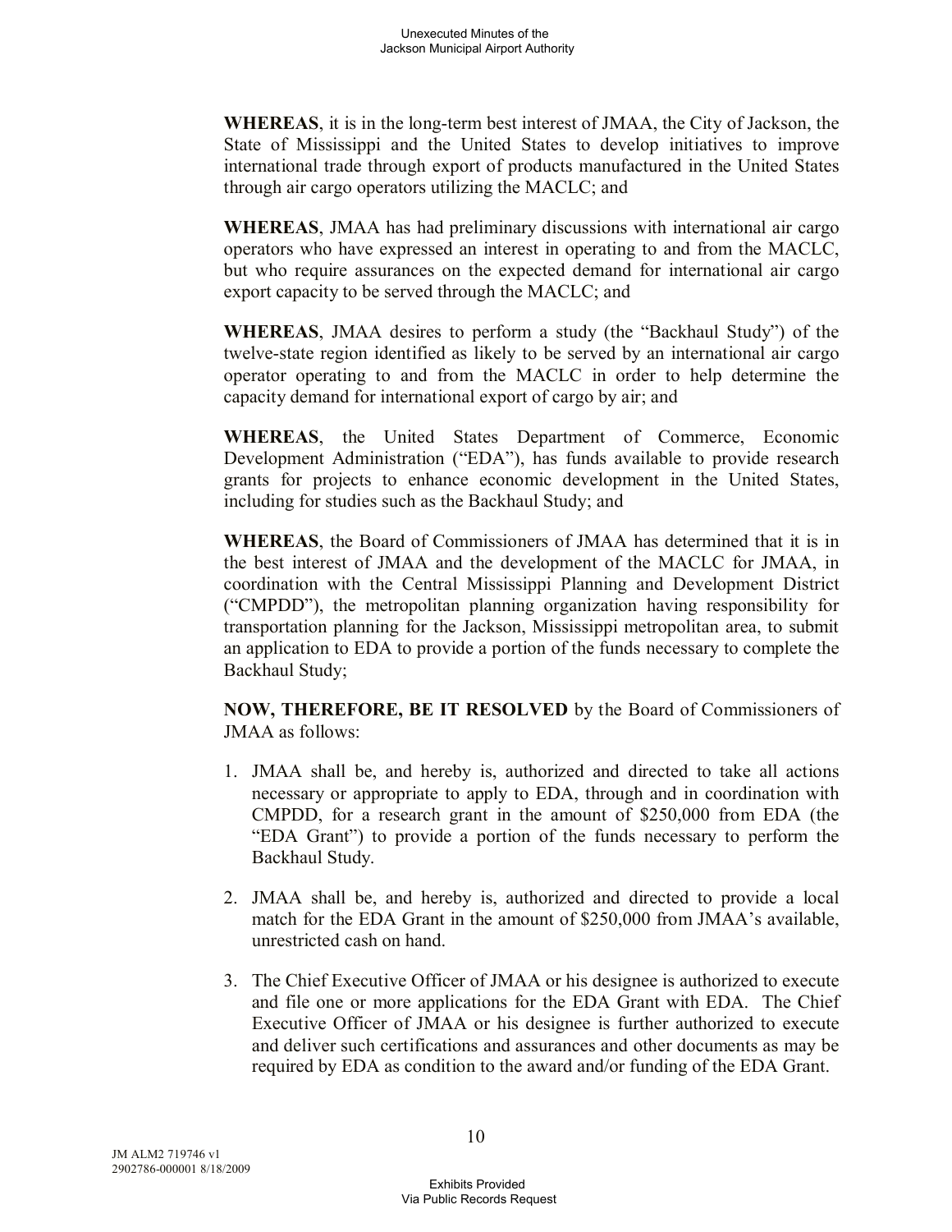**WHEREAS**, it is in the long-term best interest of JMAA, the City of Jackson, the State of Mississippi and the United States to develop initiatives to improve international trade through export of products manufactured in the United States through air cargo operators utilizing the MACLC; and

**WHEREAS**, JMAA has had preliminary discussions with international air cargo operators who have expressed an interest in operating to and from the MACLC, but who require assurances on the expected demand for international air cargo export capacity to be served through the MACLC; and

**WHEREAS**, JMAA desires to perform a study (the "Backhaul Study") of the twelve-state region identified as likely to be served by an international air cargo operator operating to and from the MACLC in order to help determine the capacity demand for international export of cargo by air; and

**WHEREAS**, the United States Department of Commerce, Economic Development Administration ("EDA"), has funds available to provide research grants for projects to enhance economic development in the United States, including for studies such as the Backhaul Study; and

**WHEREAS**, the Board of Commissioners of JMAA has determined that it is in the best interest of JMAA and the development of the MACLC for JMAA, in coordination with the Central Mississippi Planning and Development District ("CMPDD"), the metropolitan planning organization having responsibility for transportation planning for the Jackson, Mississippi metropolitan area, to submit an application to EDA to provide a portion of the funds necessary to complete the Backhaul Study;

**NOW, THEREFORE, BE IT RESOLVED** by the Board of Commissioners of JMAA as follows:

1. JMAA shall be, and hereby is, authorized and directed to take all actions necessary or appropriate to apply to EDA, through and in coordination with CMPDD, for a research grant in the amount of $250,000 from EDA (the "EDA Grant") to provide a portion of the funds necessary to perform the Backhaul Study.

2. JMAA shall be, and hereby is, authorized and directed to provide a local match for the EDA Grant in the amount of $250,000 from JMAA's available, unrestricted cash on hand.

3. The Chief Executive Officer of JMAA or his designee is authorized to execute and file one or more applications for the EDA Grant with EDA. The Chief Executive Officer of JMAA or his designee is further authorized to execute and deliver such certifications and assurances and other documents as may be required by EDA as condition to the award and/or funding of the EDA Grant.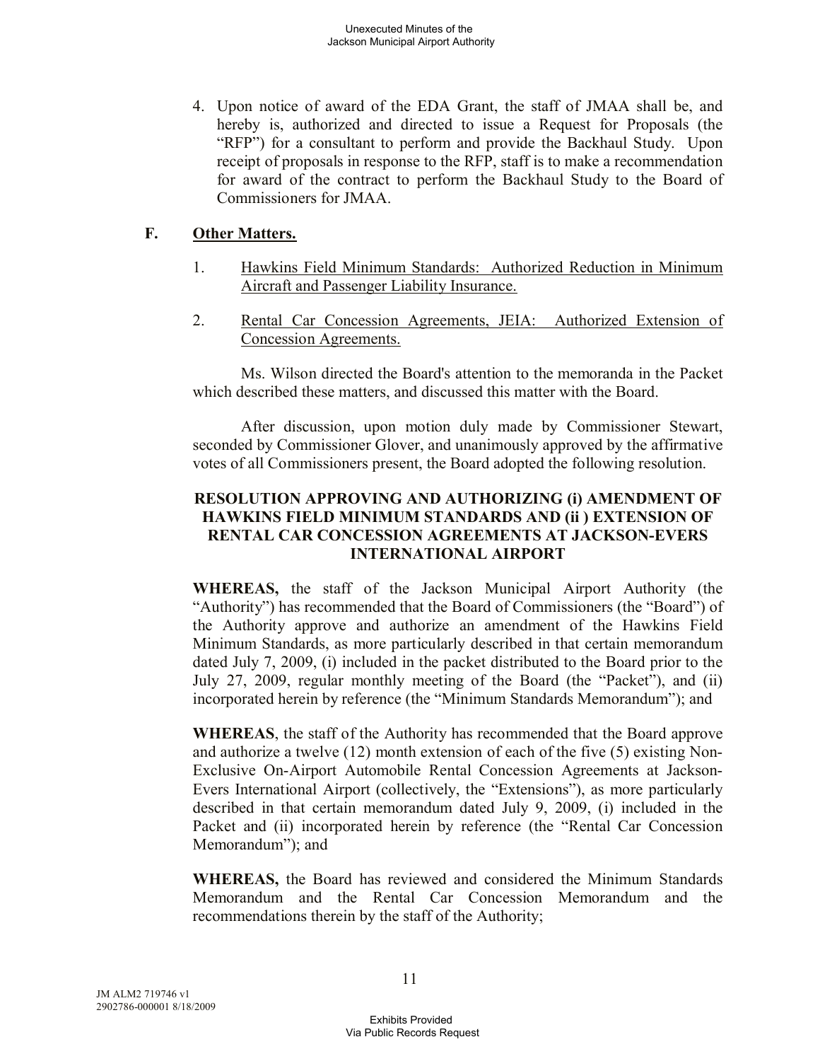4. Upon notice of award of the EDA Grant, the staff of JMAA shall be, and hereby is, authorized and directed to issue a Request for Proposals (the "RFP") for a consultant to perform and provide the Backhaul Study. Upon receipt of proposals in response to the RFP, staff is to make a recommendation for award of the contract to perform the Backhaul Study to the Board of Commissioners for JMAA.

### F. Other Matters.

1. Hawkins Field Minimum Standards: Authorized Reduction in Minimum Aircraft and Passenger Liability Insurance.

2. Rental Car Concession Agreements, JEIA: Authorized Extension of Concession Agreements.

Ms. Wilson directed the Board's attention to the memoranda in the Packet which described these matters, and discussed this matter with the Board.

After discussion, upon motion duly made by Commissioner Stewart, seconded by Commissioner Glover, and unanimously approved by the affirmative votes of all Commissioners present, the Board adopted the following resolution.

**RESOLUTION APPROVING AND AUTHORIZING (i) AMENDMENT OF HAWKINS FIELD MINIMUM STANDARDS AND (ii ) EXTENSION OF RENTAL CAR CONCESSION AGREEMENTS AT JACKSON-EVERS INTERNATIONAL AIRPORT**

**WHEREAS,** the staff of the Jackson Municipal Airport Authority (the "Authority") has recommended that the Board of Commissioners (the "Board") of the Authority approve and authorize an amendment of the Hawkins Field Minimum Standards, as more particularly described in that certain memorandum dated July 7, 2009, (i) included in the packet distributed to the Board prior to the July 27, 2009, regular monthly meeting of the Board (the "Packet"), and (ii) incorporated herein by reference (the "Minimum Standards Memorandum"); and

**WHEREAS**, the staff of the Authority has recommended that the Board approve and authorize a twelve (12) month extension of each of the five (5) existing Non-Exclusive On-Airport Automobile Rental Concession Agreements at Jackson-Evers International Airport (collectively, the "Extensions"), as more particularly described in that certain memorandum dated July 9, 2009, (i) included in the Packet and (ii) incorporated herein by reference (the "Rental Car Concession Memorandum"); and

**WHEREAS,** the Board has reviewed and considered the Minimum Standards Memorandum and the Rental Car Concession Memorandum and the recommendations therein by the staff of the Authority;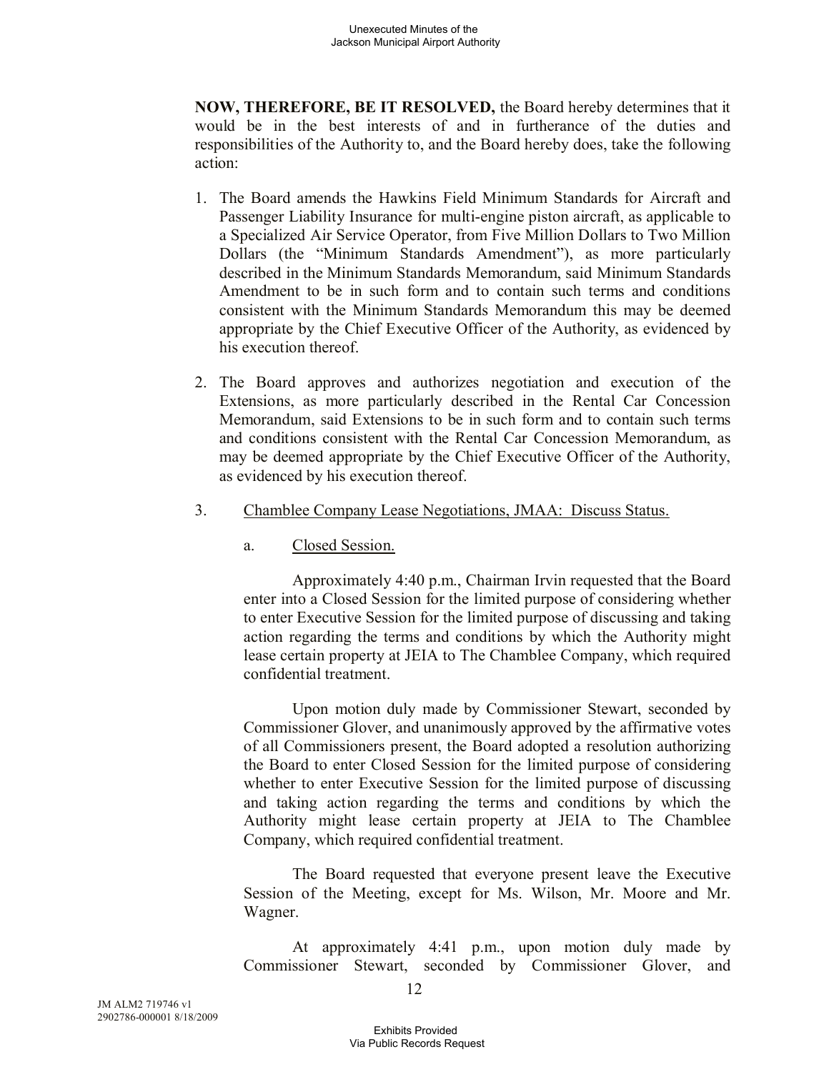**NOW, THEREFORE, BE IT RESOLVED,** the Board hereby determines that it would be in the best interests of and in furtherance of the duties and responsibilities of the Authority to, and the Board hereby does, take the following action:

1. The Board amends the Hawkins Field Minimum Standards for Aircraft and Passenger Liability Insurance for multi-engine piston aircraft, as applicable to a Specialized Air Service Operator, from Five Million Dollars to Two Million Dollars (the "Minimum Standards Amendment"), as more particularly described in the Minimum Standards Memorandum, said Minimum Standards Amendment to be in such form and to contain such terms and conditions consistent with the Minimum Standards Memorandum this may be deemed appropriate by the Chief Executive Officer of the Authority, as evidenced by his execution thereof.

2. The Board approves and authorizes negotiation and execution of the Extensions, as more particularly described in the Rental Car Concession Memorandum, said Extensions to be in such form and to contain such terms and conditions consistent with the Rental Car Concession Memorandum, as may be deemed appropriate by the Chief Executive Officer of the Authority, as evidenced by his execution thereof.

3. Chamblee Company Lease Negotiations, JMAA: Discuss Status.

   a. Closed Session.

   Approximately 4:40 p.m., Chairman Irvin requested that the Board enter into a Closed Session for the limited purpose of considering whether to enter Executive Session for the limited purpose of discussing and taking action regarding the terms and conditions by which the Authority might lease certain property at JEIA to The Chamblee Company, which required confidential treatment.

   Upon motion duly made by Commissioner Stewart, seconded by Commissioner Glover, and unanimously approved by the affirmative votes of all Commissioners present, the Board adopted a resolution authorizing the Board to enter Closed Session for the limited purpose of considering whether to enter Executive Session for the limited purpose of discussing and taking action regarding the terms and conditions by which the Authority might lease certain property at JEIA to The Chamblee Company, which required confidential treatment.

   The Board requested that everyone present leave the Executive Session of the Meeting, except for Ms. Wilson, Mr. Moore and Mr. Wagner.

   At approximately 4:41 p.m., upon motion duly made by Commissioner Stewart, seconded by Commissioner Glover, and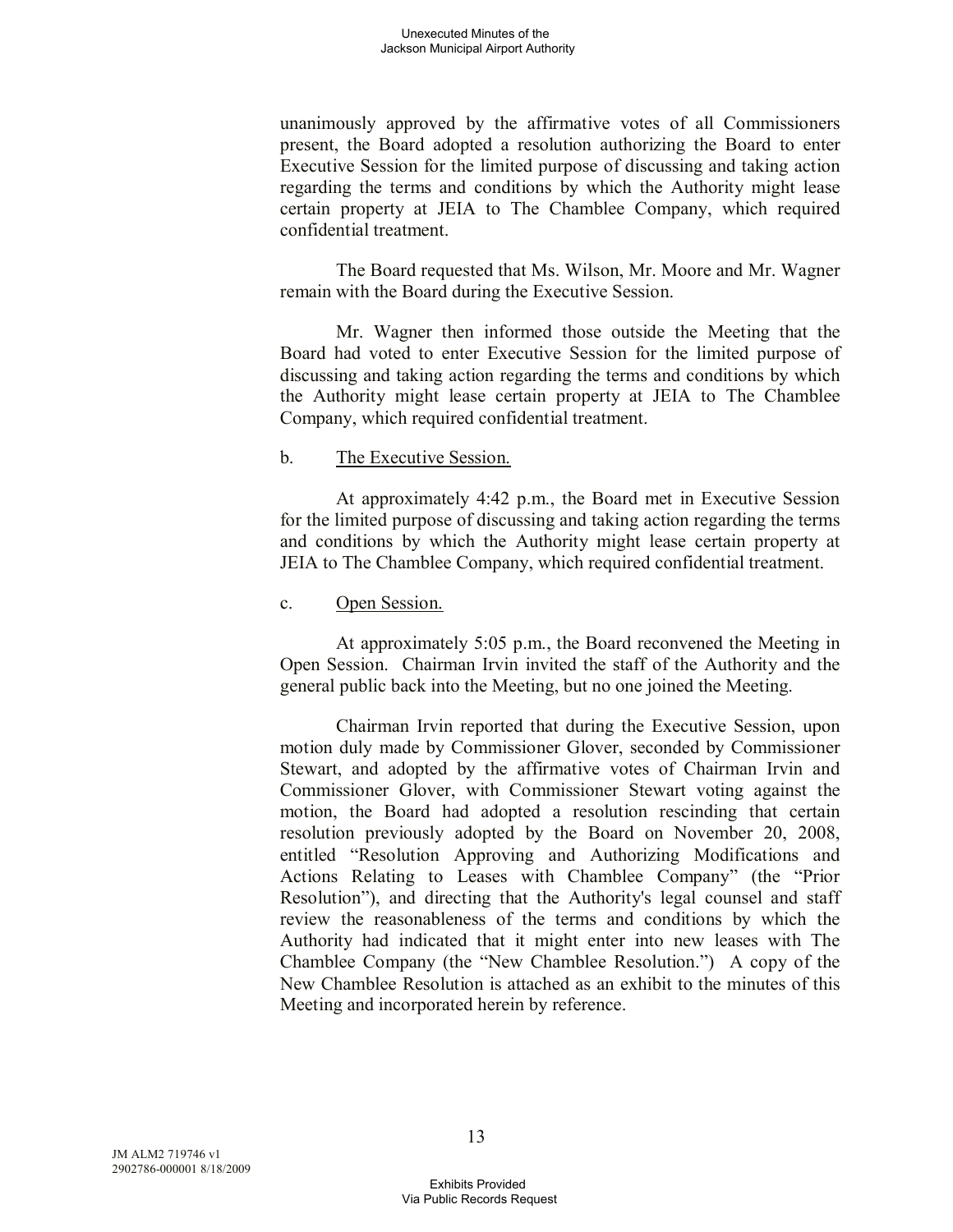unanimously approved by the affirmative votes of all Commissioners present, the Board adopted a resolution authorizing the Board to enter Executive Session for the limited purpose of discussing and taking action regarding the terms and conditions by which the Authority might lease certain property at JEIA to The Chamblee Company, which required confidential treatment.

The Board requested that Ms. Wilson, Mr. Moore and Mr. Wagner remain with the Board during the Executive Session.

Mr. Wagner then informed those outside the Meeting that the Board had voted to enter Executive Session for the limited purpose of discussing and taking action regarding the terms and conditions by which the Authority might lease certain property at JEIA to The Chamblee Company, which required confidential treatment.

b. The Executive Session.

At approximately 4:42 p.m., the Board met in Executive Session for the limited purpose of discussing and taking action regarding the terms and conditions by which the Authority might lease certain property at JEIA to The Chamblee Company, which required confidential treatment.

c. Open Session.

At approximately 5:05 p.m., the Board reconvened the Meeting in Open Session. Chairman Irvin invited the staff of the Authority and the general public back into the Meeting, but no one joined the Meeting.

Chairman Irvin reported that during the Executive Session, upon motion duly made by Commissioner Glover, seconded by Commissioner Stewart, and adopted by the affirmative votes of Chairman Irvin and Commissioner Glover, with Commissioner Stewart voting against the motion, the Board had adopted a resolution rescinding that certain resolution previously adopted by the Board on November 20, 2008, entitled "Resolution Approving and Authorizing Modifications and Actions Relating to Leases with Chamblee Company" (the "Prior Resolution"), and directing that the Authority's legal counsel and staff review the reasonableness of the terms and conditions by which the Authority had indicated that it might enter into new leases with The Chamblee Company (the "New Chamblee Resolution.") A copy of the New Chamblee Resolution is attached as an exhibit to the minutes of this Meeting and incorporated herein by reference.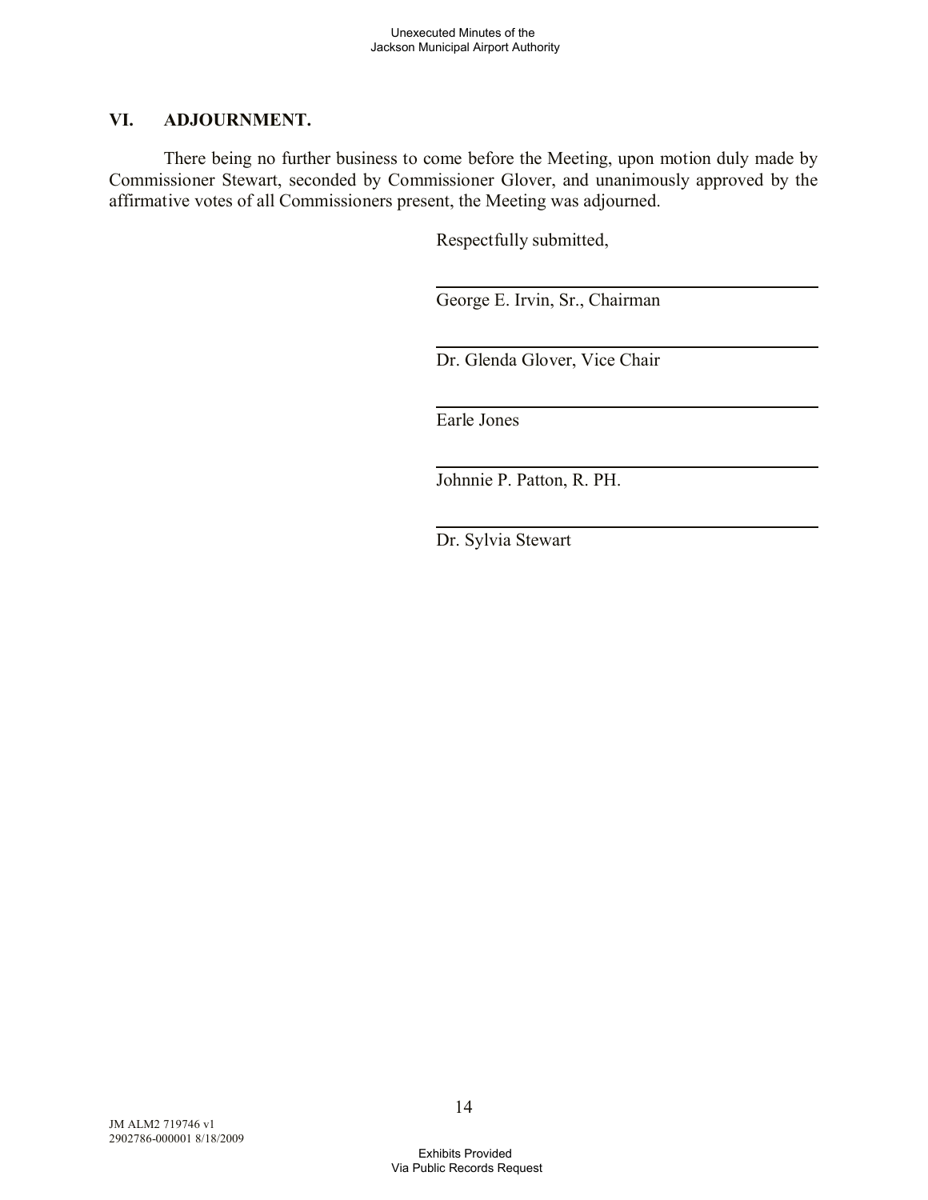## VI. ADJOURNMENT.

There being no further business to come before the Meeting, upon motion duly made by Commissioner Stewart, seconded by Commissioner Glover, and unanimously approved by the affirmative votes of all Commissioners present, the Meeting was adjourned.

Respectfully submitted,

\_\_\_\_\_\_\_\_\_\_\_\_\_\_\_\_\_\_\_\_\_\_\_\_\_\_\_\_\_\_\_\_\_\_\_\_\_\_\_\_

George E. Irvin, Sr., Chairman

\_\_\_\_\_\_\_\_\_\_\_\_\_\_\_\_\_\_\_\_\_\_\_\_\_\_\_\_\_\_\_\_\_\_\_\_\_\_\_\_

Dr. Glenda Glover, Vice Chair

\_\_\_\_\_\_\_\_\_\_\_\_\_\_\_\_\_\_\_\_\_\_\_\_\_\_\_\_\_\_\_\_\_\_\_\_\_\_\_\_

Earle Jones

\_\_\_\_\_\_\_\_\_\_\_\_\_\_\_\_\_\_\_\_\_\_\_\_\_\_\_\_\_\_\_\_\_\_\_\_\_\_\_\_

Johnnie P. Patton, R. PH.

\_\_\_\_\_\_\_\_\_\_\_\_\_\_\_\_\_\_\_\_\_\_\_\_\_\_\_\_\_\_\_\_\_\_\_\_\_\_\_\_

Dr. Sylvia Stewart

JM ALM2 719746 v1
2902786-000001 8/18/2009